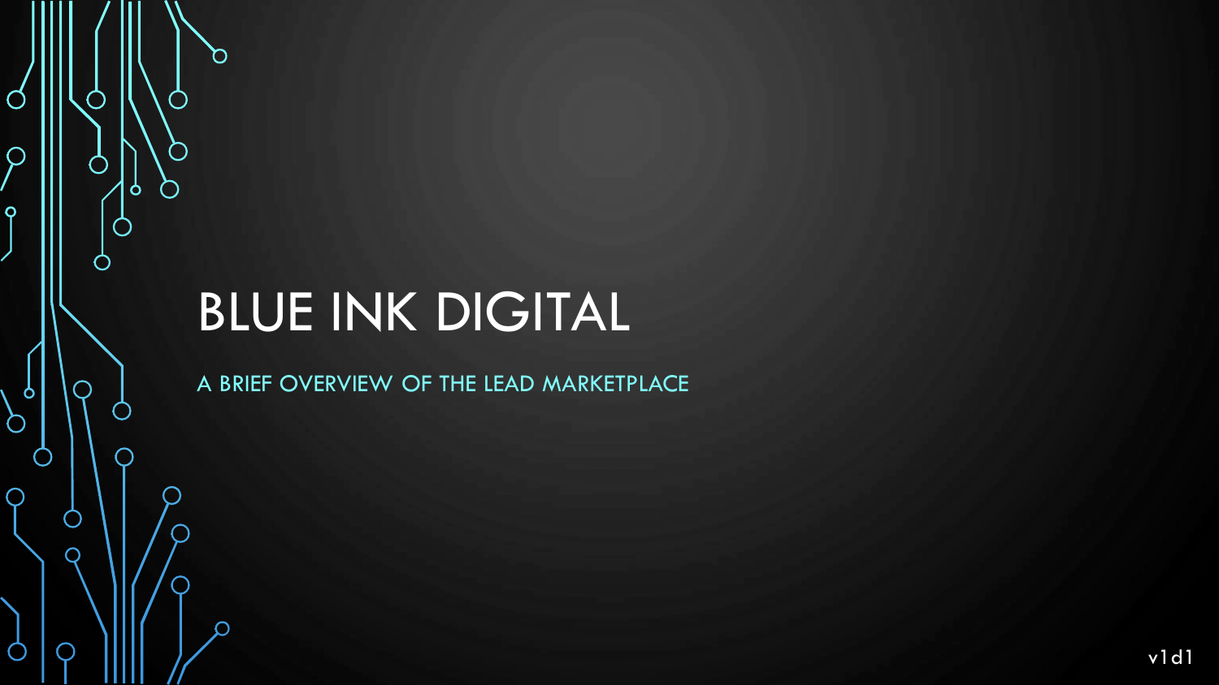# BLUE INK DIGITAL

A BRIEF OVERVIEW OF THE LEAD MARKETPLACE

v1d1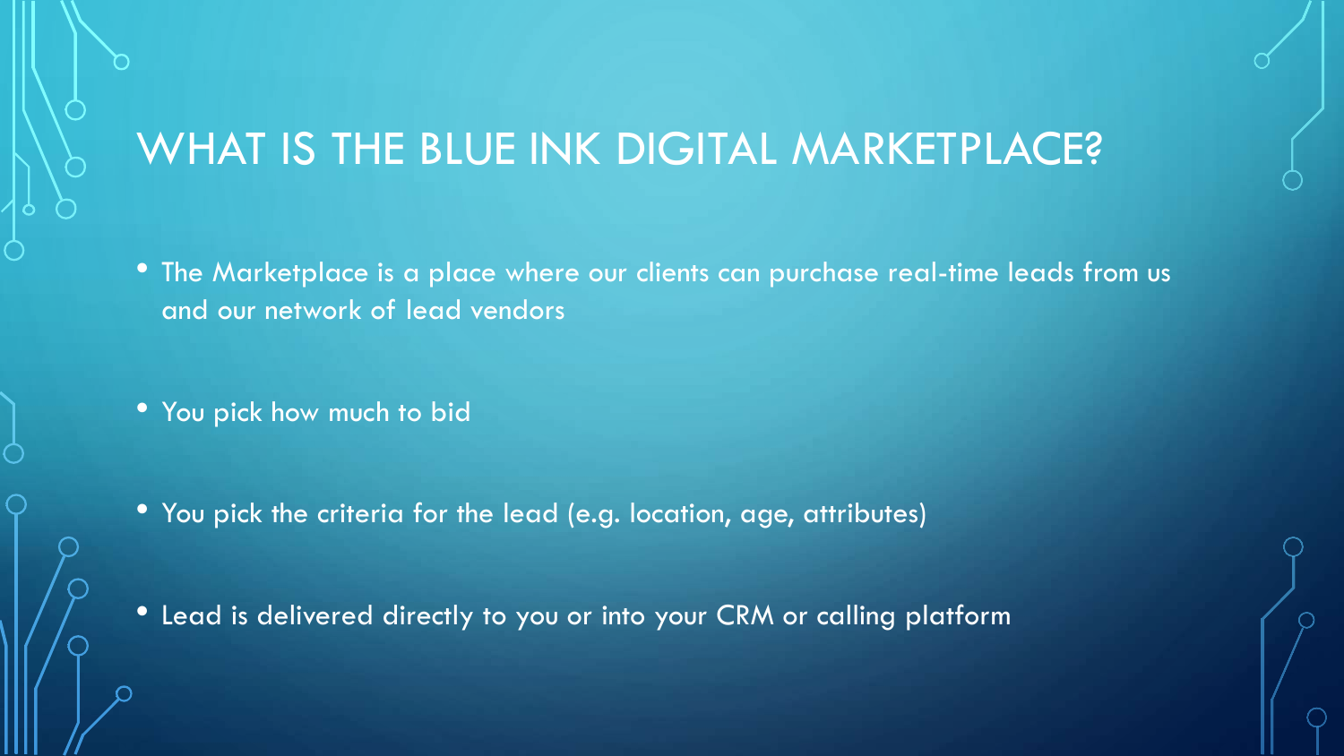# WHAT IS THE BLUE INK DIGITAL MARKETPLACE?

- The Marketplace is a place where our clients can purchase real-time leads from us and our network of lead vendors
- You pick how much to bid
- You pick the criteria for the lead (e.g. location, age, attributes)
- Lead is delivered directly to you or into your CRM or calling platform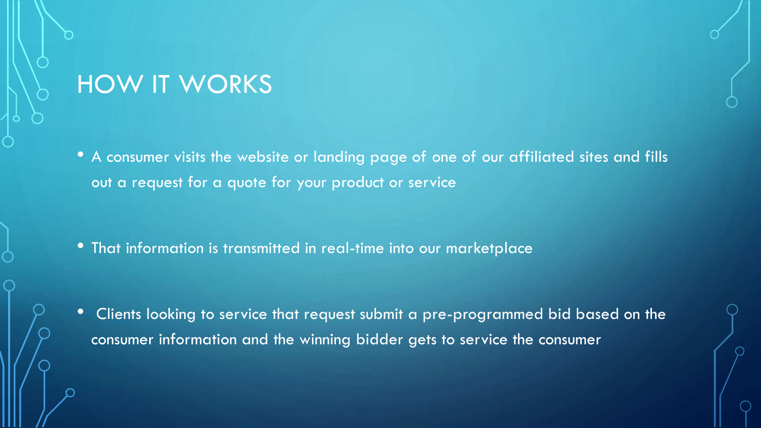# HOW IT WORKS

- A consumer visits the website or landing page of one of our affiliated sites and fills out a request for a quote for your product or service
- That information is transmitted in real-time into our marketplace
- Clients looking to service that request submit a pre-programmed bid based on the consumer information and the winning bidder gets to service the consumer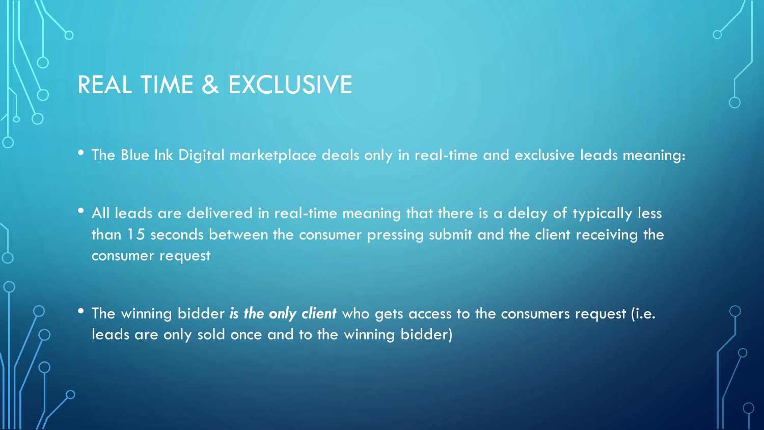# REAL TIME & EXCLUSIVE

- The Blue Ink Digital marketplace deals only in real-time and exclusive leads meaning:
- All leads are delivered in real-time meaning that there is a delay of typically less than 15 seconds between the consumer pressing submit and the client receiving the consumer request
- The winning bidder ***is the only client*** who gets access to the consumers request (i.e. leads are only sold once and to the winning bidder)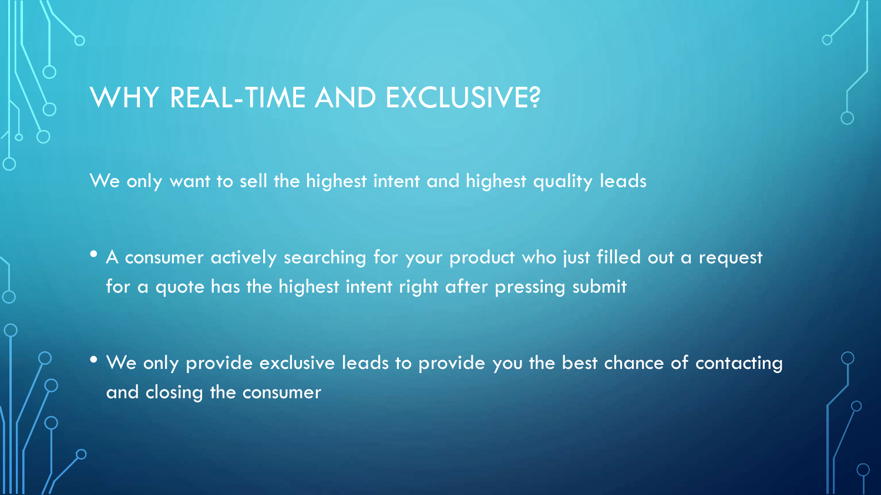# WHY REAL-TIME AND EXCLUSIVE?

We only want to sell the highest intent and highest quality leads

- A consumer actively searching for your product who just filled out a request for a quote has the highest intent right after pressing submit

- We only provide exclusive leads to provide you the best chance of contacting and closing the consumer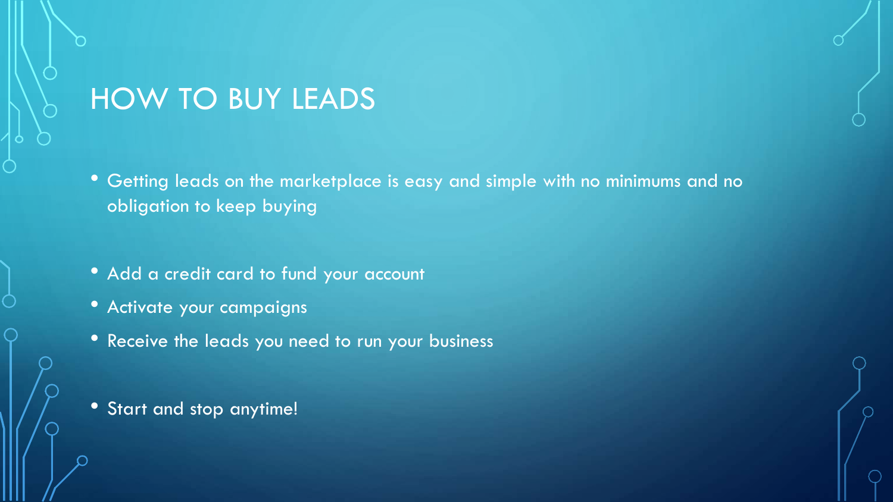# HOW TO BUY LEADS

- Getting leads on the marketplace is easy and simple with no minimums and no obligation to keep buying

- Add a credit card to fund your account
- Activate your campaigns
- Receive the leads you need to run your business

- Start and stop anytime!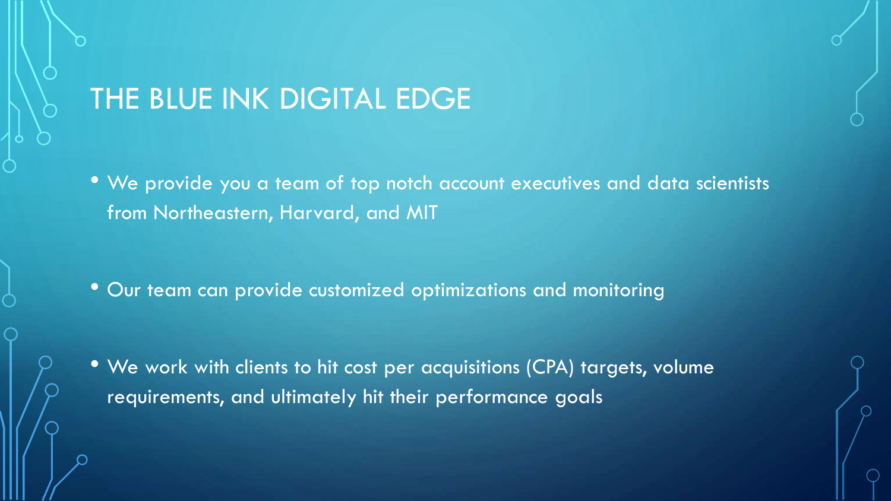# THE BLUE INK DIGITAL EDGE

- We provide you a team of top notch account executives and data scientists from Northeastern, Harvard, and MIT
- Our team can provide customized optimizations and monitoring
- We work with clients to hit cost per acquisitions (CPA) targets, volume requirements, and ultimately hit their performance goals